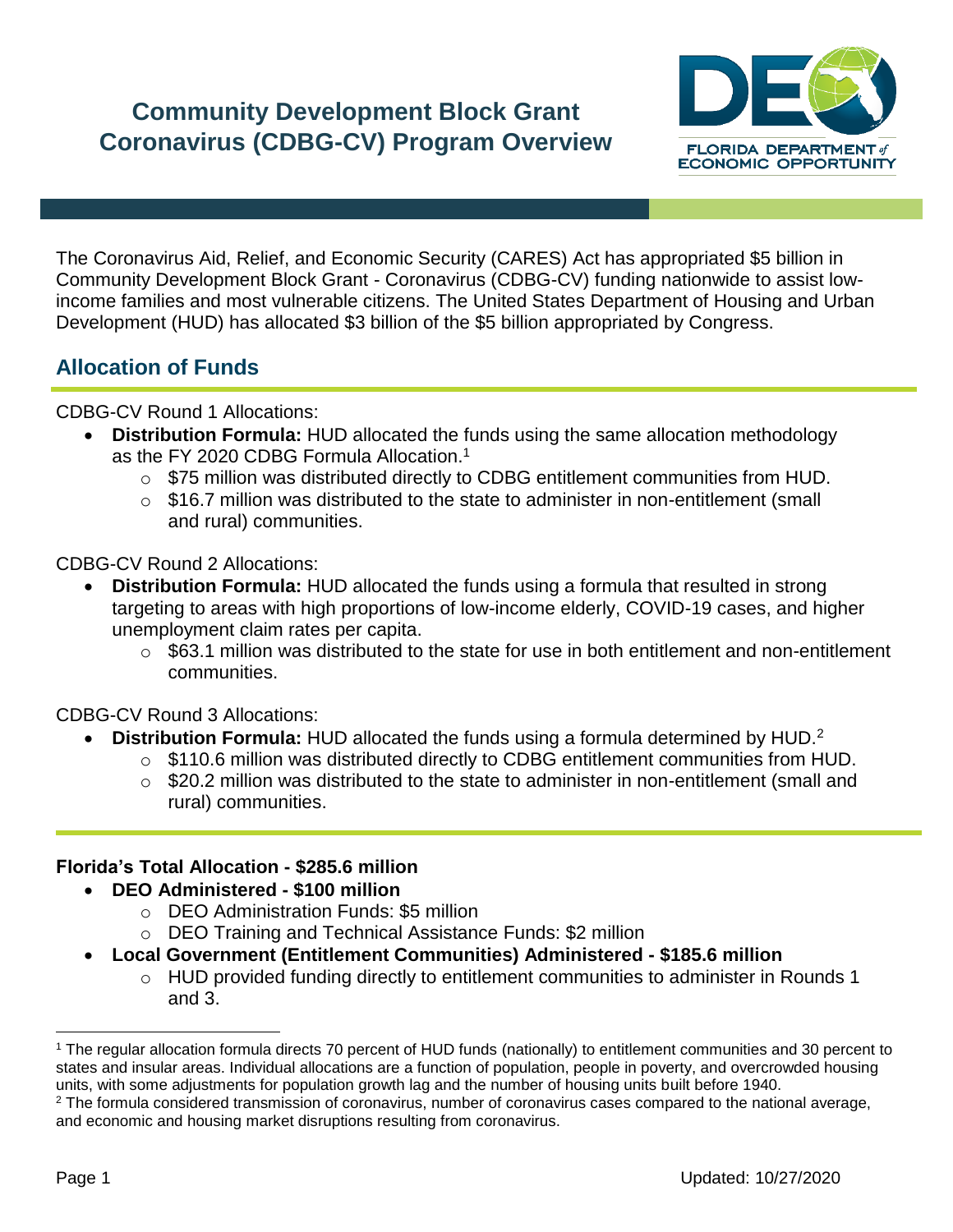# Community Development Block Grant Coronavirus (CDBG-CV) Program Overview

The Coronavirus Aid, Relief, and Economic Security (CARES) Act has appropriated $5 billion in Community Development Block Grant - Coronavirus (CDBG-CV) funding nationwide to assist low-income families and most vulnerable citizens. The United States Department of Housing and Urban Development (HUD) has allocated $3 billion of the $5 billion appropriated by Congress.

## Allocation of Funds

CDBG-CV Round 1 Allocations:

- **Distribution Formula:** HUD allocated the funds using the same allocation methodology as the FY 2020 CDBG Formula Allocation.[1]
  - $75 million was distributed directly to CDBG entitlement communities from HUD.
  - $16.7 million was distributed to the state to administer in non-entitlement (small and rural) communities.

CDBG-CV Round 2 Allocations:

- **Distribution Formula:** HUD allocated the funds using a formula that resulted in strong targeting to areas with high proportions of low-income elderly, COVID-19 cases, and higher unemployment claim rates per capita.
  - $63.1 million was distributed to the state for use in both entitlement and non-entitlement communities.

CDBG-CV Round 3 Allocations:

- **Distribution Formula:** HUD allocated the funds using a formula determined by HUD.[2]
  - $110.6 million was distributed directly to CDBG entitlement communities from HUD.
  - $20.2 million was distributed to the state to administer in non-entitlement (small and rural) communities.

**Florida's Total Allocation - $285.6 million**

- **DEO Administered - $100 million**
  - DEO Administration Funds: $5 million
  - DEO Training and Technical Assistance Funds: $2 million
- **Local Government (Entitlement Communities) Administered - $185.6 million**
  - HUD provided funding directly to entitlement communities to administer in Rounds 1 and 3.

[1] The regular allocation formula directs 70 percent of HUD funds (nationally) to entitlement communities and 30 percent to states and insular areas. Individual allocations are a function of population, people in poverty, and overcrowded housing units, with some adjustments for population growth lag and the number of housing units built before 1940.

[2] The formula considered transmission of coronavirus, number of coronavirus cases compared to the national average, and economic and housing market disruptions resulting from coronavirus.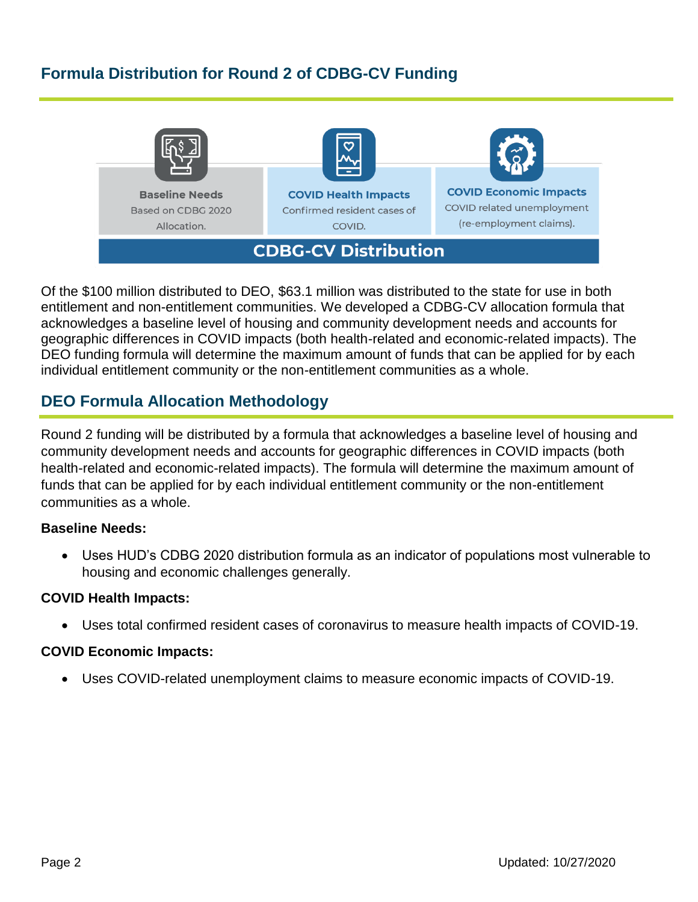## Formula Distribution for Round 2 of CDBG-CV Funding

| Baseline Needs | COVID Health Impacts | COVID Economic Impacts |
|---|---|---|
| Based on CDBG 2020 Allocation. | Confirmed resident cases of COVID. | COVID related unemployment (re-employment claims). |

**CDBG-CV Distribution**

Of the $100 million distributed to DEO, $63.1 million was distributed to the state for use in both entitlement and non-entitlement communities. We developed a CDBG-CV allocation formula that acknowledges a baseline level of housing and community development needs and accounts for geographic differences in COVID impacts (both health-related and economic-related impacts). The DEO funding formula will determine the maximum amount of funds that can be applied for by each individual entitlement community or the non-entitlement communities as a whole.

## DEO Formula Allocation Methodology

Round 2 funding will be distributed by a formula that acknowledges a baseline level of housing and community development needs and accounts for geographic differences in COVID impacts (both health-related and economic-related impacts). The formula will determine the maximum amount of funds that can be applied for by each individual entitlement community or the non-entitlement communities as a whole.

**Baseline Needs:**

- Uses HUD's CDBG 2020 distribution formula as an indicator of populations most vulnerable to housing and economic challenges generally.

**COVID Health Impacts:**

- Uses total confirmed resident cases of coronavirus to measure health impacts of COVID-19.

**COVID Economic Impacts:**

- Uses COVID-related unemployment claims to measure economic impacts of COVID-19.

Updated: 10/27/2020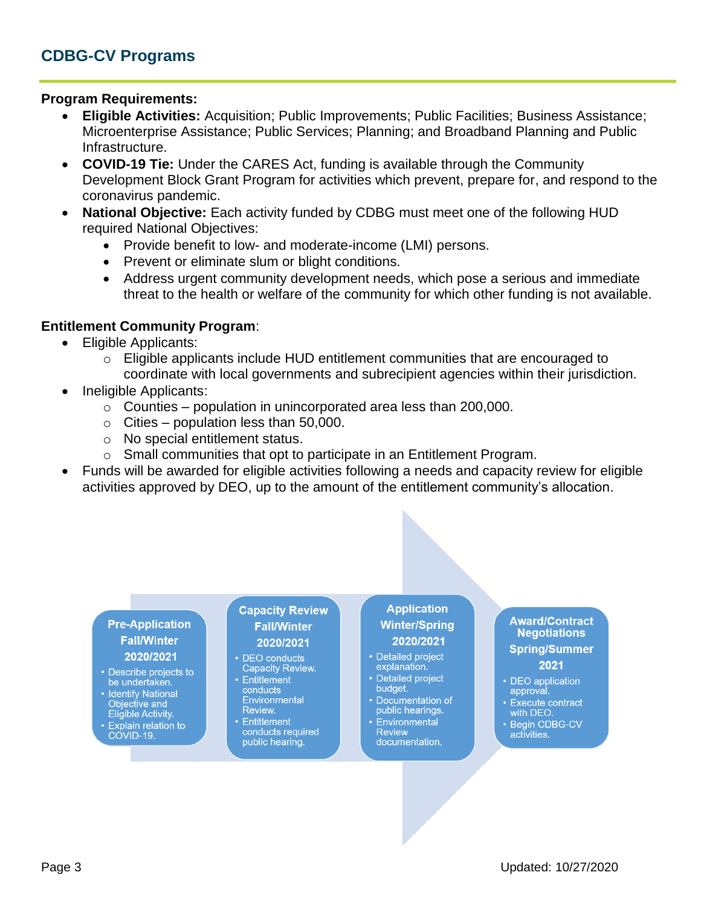## CDBG-CV Programs

**Program Requirements:**

- **Eligible Activities:** Acquisition; Public Improvements; Public Facilities; Business Assistance; Microenterprise Assistance; Public Services; Planning; and Broadband Planning and Public Infrastructure.
- **COVID-19 Tie:** Under the CARES Act, funding is available through the Community Development Block Grant Program for activities which prevent, prepare for, and respond to the coronavirus pandemic.
- **National Objective:** Each activity funded by CDBG must meet one of the following HUD required National Objectives:
  - Provide benefit to low- and moderate-income (LMI) persons.
  - Prevent or eliminate slum or blight conditions.
  - Address urgent community development needs, which pose a serious and immediate threat to the health or welfare of the community for which other funding is not available.

**Entitlement Community Program**:

- Eligible Applicants:
  - Eligible applicants include HUD entitlement communities that are encouraged to coordinate with local governments and subrecipient agencies within their jurisdiction.
- Ineligible Applicants:
  - Counties – population in unincorporated area less than 200,000.
  - Cities – population less than 50,000.
  - No special entitlement status.
  - Small communities that opt to participate in an Entitlement Program.
- Funds will be awarded for eligible activities following a needs and capacity review for eligible activities approved by DEO, up to the amount of the entitlement community's allocation.

**Pre-Application Fall/Winter 2020/2021**
- Describe projects to be undertaken.
- Identify National Objective and Eligible Activity.
- Explain relation to COVID-19.

**Capacity Review Fall/Winter 2020/2021**
- DEO conducts Capacity Review.
- Entitlement conducts Environmental Review.
- Entitlement conducts required public hearing.

**Application Winter/Spring 2020/2021**
- Detailed project explanation.
- Detailed project budget.
- Documentation of public hearings.
- Environmental Review documentation.

**Award/Contract Negotiations Spring/Summer 2021**
- DEO application approval.
- Execute contract with DEO.
- Begin CDBG-CV activities.

Updated: 10/27/2020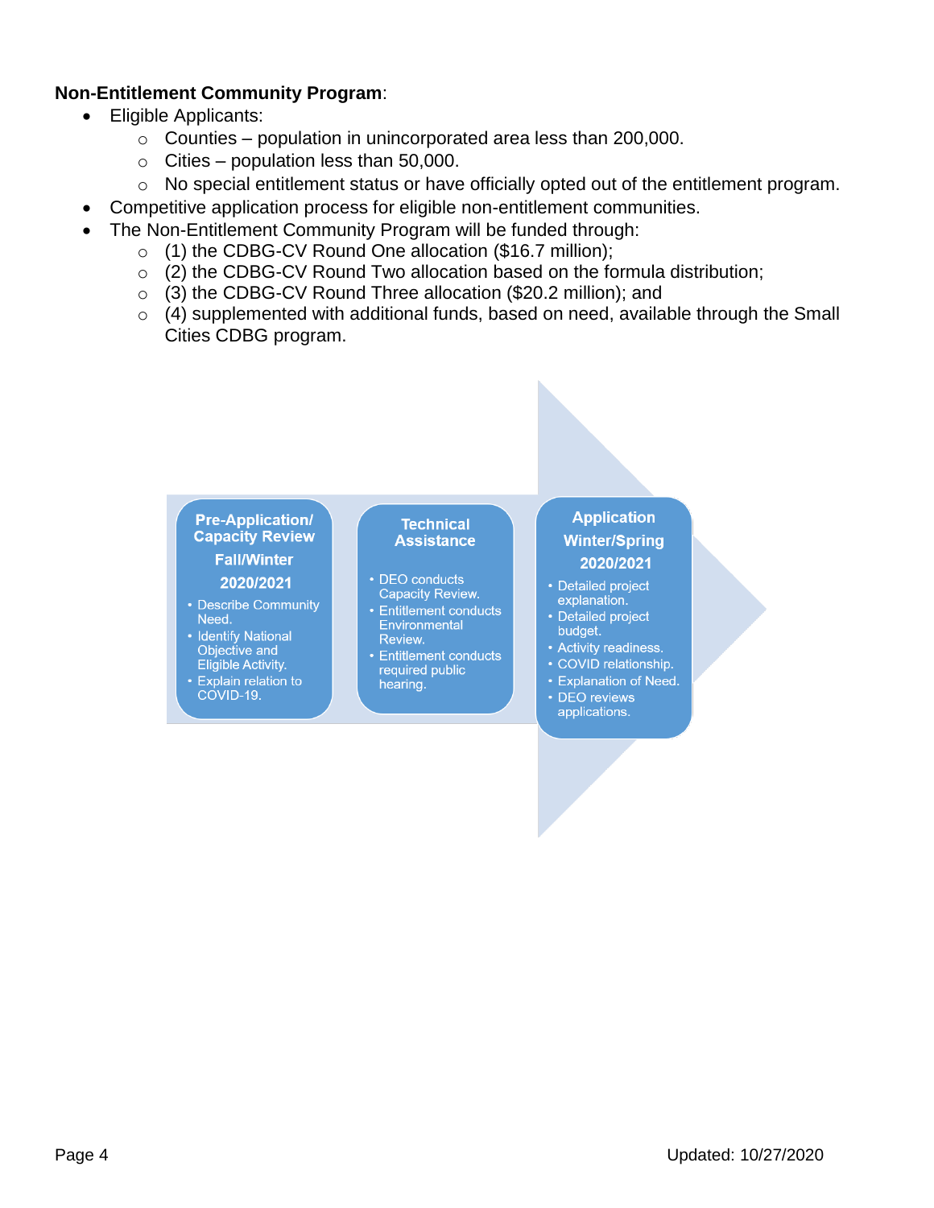**Non-Entitlement Community Program**:

- Eligible Applicants:
  - Counties – population in unincorporated area less than 200,000.
  - Cities – population less than 50,000.
  - No special entitlement status or have officially opted out of the entitlement program.
- Competitive application process for eligible non-entitlement communities.
- The Non-Entitlement Community Program will be funded through:
  - (1) the CDBG-CV Round One allocation ($16.7 million);
  - (2) the CDBG-CV Round Two allocation based on the formula distribution;
  - (3) the CDBG-CV Round Three allocation ($20.2 million); and
  - (4) supplemented with additional funds, based on need, available through the Small Cities CDBG program.

**Pre-Application/ Capacity Review**
**Fall/Winter 2020/2021**
- Describe Community Need.
- Identify National Objective and Eligible Activity.
- Explain relation to COVID-19.

**Technical Assistance**
- DEO conducts Capacity Review.
- Entitlement conducts Environmental Review.
- Entitlement conducts required public hearing.

**Application**
**Winter/Spring 2020/2021**
- Detailed project explanation.
- Detailed project budget.
- Activity readiness.
- COVID relationship.
- Explanation of Need.
- DEO reviews applications.